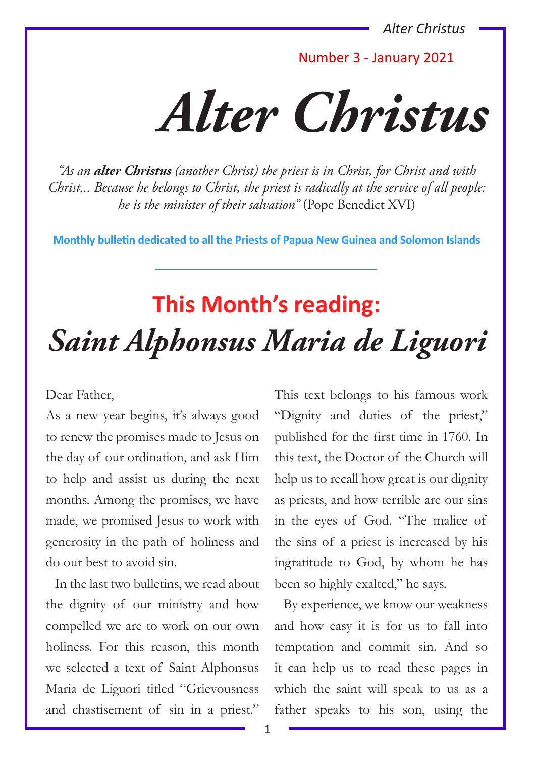Number 3 - January 2021

# *Alter Christus*

*"As an **alter Christus** (another Christ) the priest is in Christ, for Christ and with Christ... Because he belongs to Christ, the priest is radically at the service of all people: he is the minister of their salvation"* (Pope Benedict XVI)

**Monthly bulletin dedicated to all the Priests of Papua New Guinea and Solomon Islands**

---

## This Month's reading:
## *Saint Alphonsus Maria de Liguori*

Dear Father,

As a new year begins, it's always good to renew the promises made to Jesus on the day of our ordination, and ask Him to help and assist us during the next months. Among the promises, we have made, we promised Jesus to work with generosity in the path of holiness and do our best to avoid sin.

In the last two bulletins, we read about the dignity of our ministry and how compelled we are to work on our own holiness. For this reason, this month we selected a text of Saint Alphonsus Maria de Liguori titled "Grievousness and chastisement of sin in a priest." This text belongs to his famous work "Dignity and duties of the priest," published for the first time in 1760. In this text, the Doctor of the Church will help us to recall how great is our dignity as priests, and how terrible are our sins in the eyes of God. "The malice of the sins of a priest is increased by his ingratitude to God, by whom he has been so highly exalted," he says.

By experience, we know our weakness and how easy it is for us to fall into temptation and commit sin. And so it can help us to read these pages in which the saint will speak to us as a father speaks to his son, using the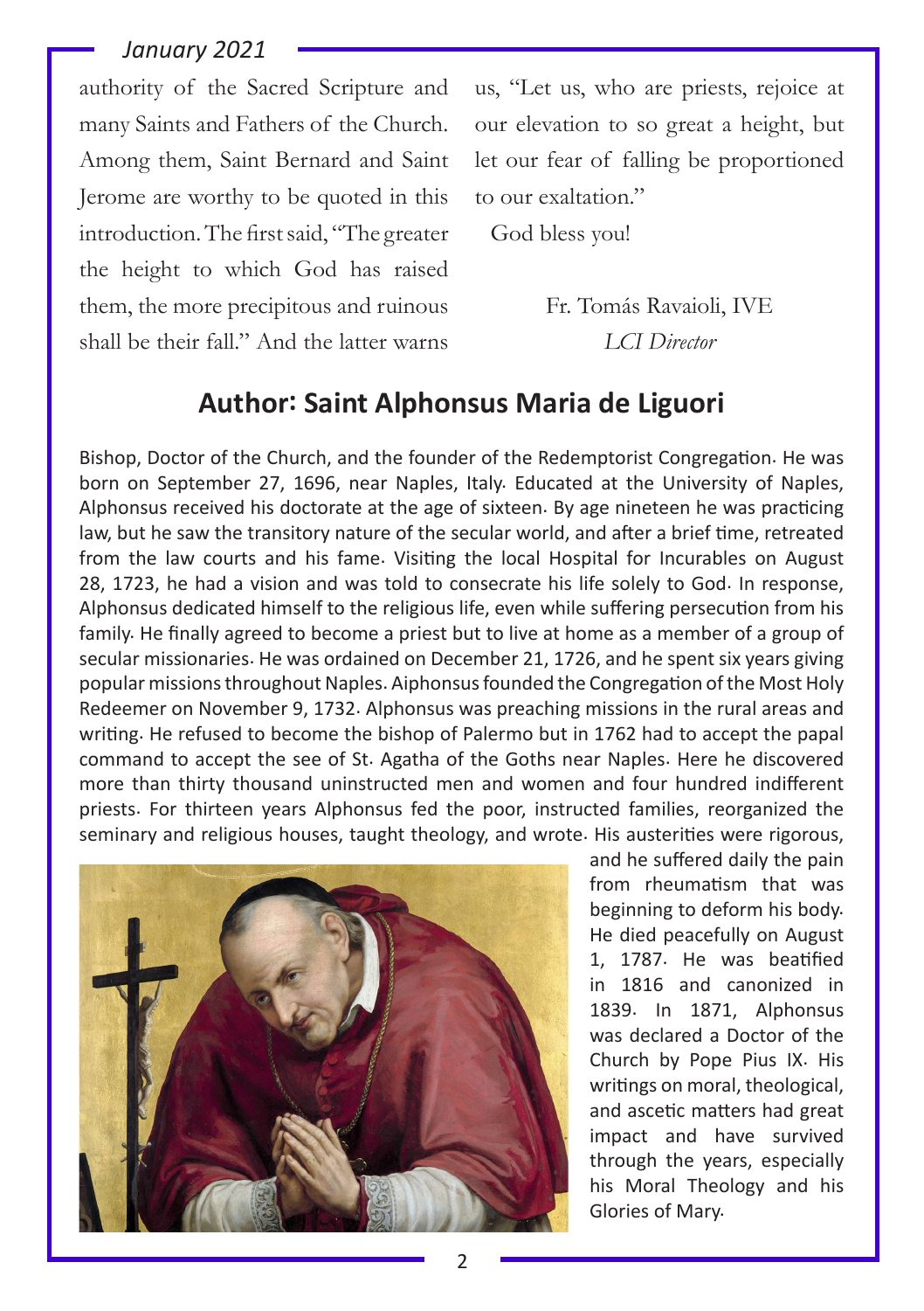authority of the Sacred Scripture and many Saints and Fathers of the Church. Among them, Saint Bernard and Saint Jerome are worthy to be quoted in this introduction. The first said, "The greater the height to which God has raised them, the more precipitous and ruinous shall be their fall." And the latter warns us, "Let us, who are priests, rejoice at our elevation to so great a height, but let our fear of falling be proportioned to our exaltation."

God bless you!

Fr. Tomás Ravaioli, IVE
*LCI Director*

## Author: Saint Alphonsus Maria de Liguori

Bishop, Doctor of the Church, and the founder of the Redemptorist Congregation. He was born on September 27, 1696, near Naples, Italy. Educated at the University of Naples, Alphonsus received his doctorate at the age of sixteen. By age nineteen he was practicing law, but he saw the transitory nature of the secular world, and after a brief time, retreated from the law courts and his fame. Visiting the local Hospital for Incurables on August 28, 1723, he had a vision and was told to consecrate his life solely to God. In response, Alphonsus dedicated himself to the religious life, even while suffering persecution from his family. He finally agreed to become a priest but to live at home as a member of a group of secular missionaries. He was ordained on December 21, 1726, and he spent six years giving popular missions throughout Naples. Aiphonsus founded the Congregation of the Most Holy Redeemer on November 9, 1732. Alphonsus was preaching missions in the rural areas and writing. He refused to become the bishop of Palermo but in 1762 had to accept the papal command to accept the see of St. Agatha of the Goths near Naples. Here he discovered more than thirty thousand uninstructed men and women and four hundred indifferent priests. For thirteen years Alphonsus fed the poor, instructed families, reorganized the seminary and religious houses, taught theology, and wrote. His austerities were rigorous, and he suffered daily the pain from rheumatism that was beginning to deform his body. He died peacefully on August 1, 1787. He was beatified in 1816 and canonized in 1839. In 1871, Alphonsus was declared a Doctor of the Church by Pope Pius IX. His writings on moral, theological, and ascetic matters had great impact and have survived through the years, especially his Moral Theology and his Glories of Mary.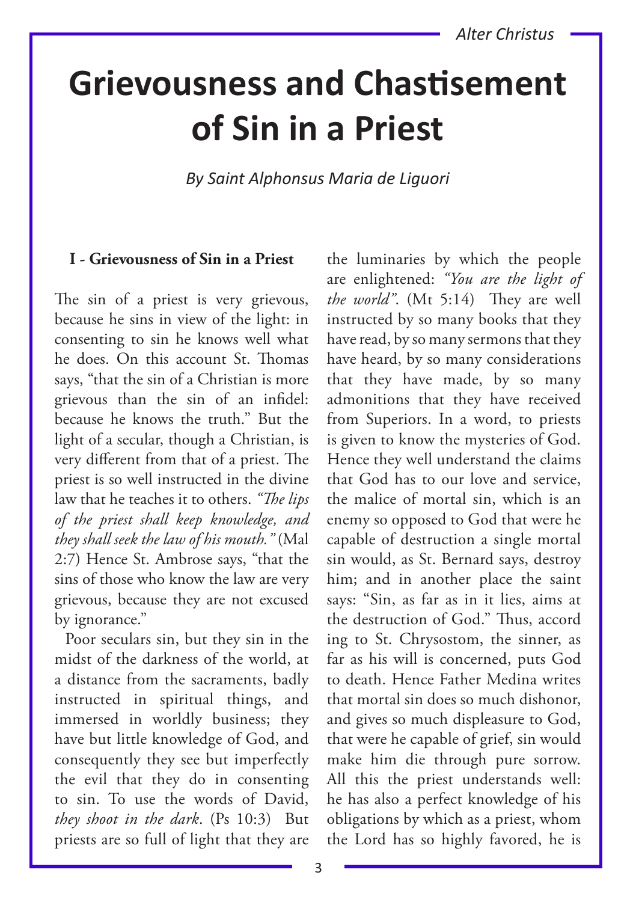# Grievousness and Chastisement of Sin in a Priest

*By Saint Alphonsus Maria de Liguori*

**I - Grievousness of Sin in a Priest**

The sin of a priest is very grievous, because he sins in view of the light: in consenting to sin he knows well what he does. On this account St. Thomas says, "that the sin of a Christian is more grievous than the sin of an infidel: because he knows the truth." But the light of a secular, though a Christian, is very different from that of a priest. The priest is so well instructed in the divine law that he teaches it to others. *"The lips of the priest shall keep knowledge, and they shall seek the law of his mouth."* (Mal 2:7) Hence St. Ambrose says, "that the sins of those who know the law are very grievous, because they are not excused by ignorance."

Poor seculars sin, but they sin in the midst of the darkness of the world, at a distance from the sacraments, badly instructed in spiritual things, and immersed in worldly business; they have but little knowledge of God, and consequently they see but imperfectly the evil that they do in consenting to sin. To use the words of David, *they shoot in the dark*. (Ps 10:3) But priests are so full of light that they are the luminaries by which the people are enlightened: *"You are the light of the world"*. (Mt 5:14) They are well instructed by so many books that they have read, by so many sermons that they have heard, by so many considerations that they have made, by so many admonitions that they have received from Superiors. In a word, to priests is given to know the mysteries of God. Hence they well understand the claims that God has to our love and service, the malice of mortal sin, which is an enemy so opposed to God that were he capable of destruction a single mortal sin would, as St. Bernard says, destroy him; and in another place the saint says: "Sin, as far as in it lies, aims at the destruction of God." Thus, according to St. Chrysostom, the sinner, as far as his will is concerned, puts God to death. Hence Father Medina writes that mortal sin does so much dishonor, and gives so much displeasure to God, that were he capable of grief, sin would make him die through pure sorrow. All this the priest understands well: he has also a perfect knowledge of his obligations by which as a priest, whom the Lord has so highly favored, he is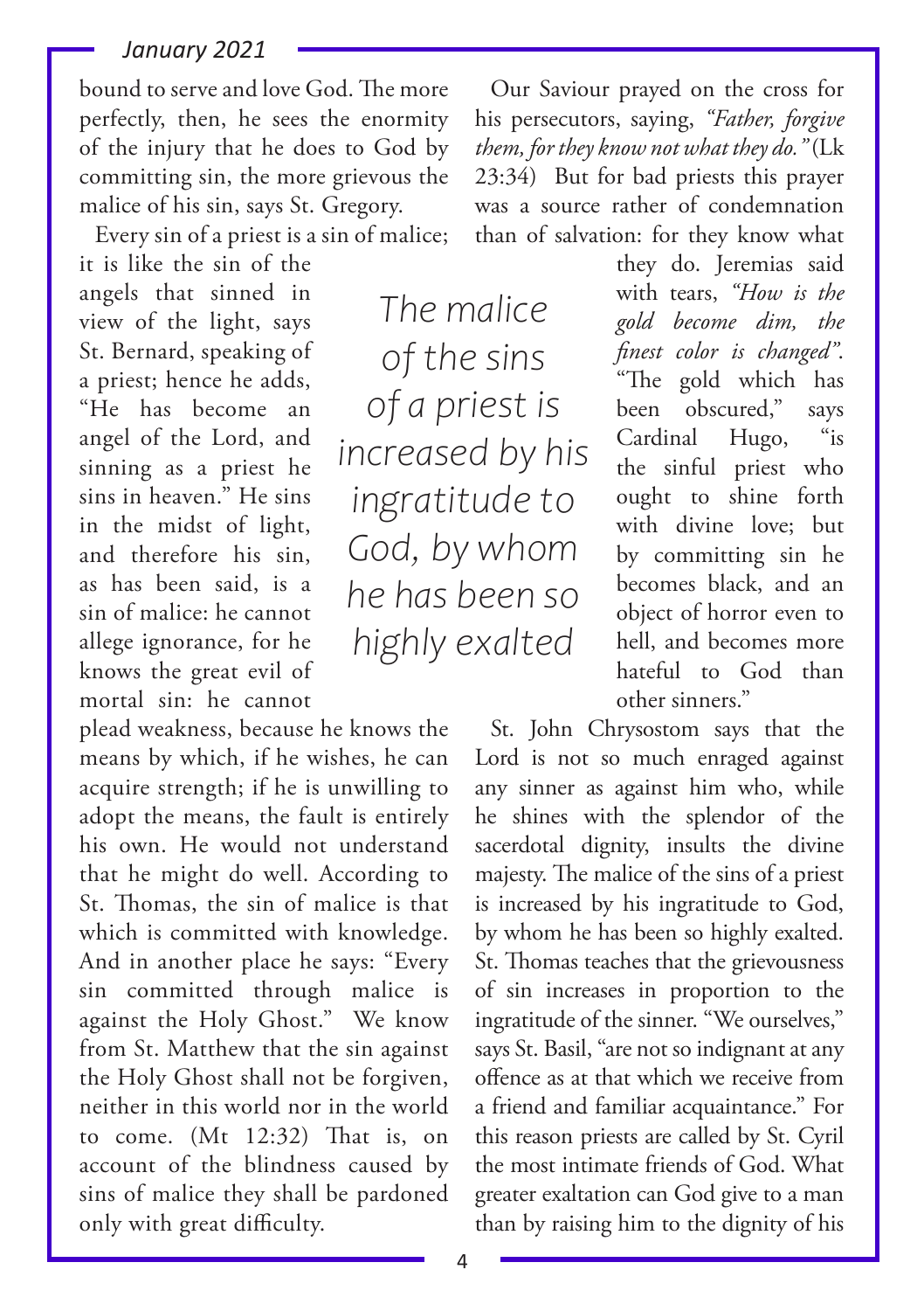bound to serve and love God. The more perfectly, then, he sees the enormity of the injury that he does to God by committing sin, the more grievous the malice of his sin, says St. Gregory.

Every sin of a priest is a sin of malice; it is like the sin of the angels that sinned in view of the light, says St. Bernard, speaking of a priest; hence he adds, "He has become an angel of the Lord, and sinning as a priest he sins in heaven." He sins in the midst of light, and therefore his sin, as has been said, is a sin of malice: he cannot allege ignorance, for he knows the great evil of mortal sin: he cannot plead weakness, because he knows the means by which, if he wishes, he can acquire strength; if he is unwilling to adopt the means, the fault is entirely his own. He would not understand that he might do well. According to St. Thomas, the sin of malice is that which is committed with knowledge. And in another place he says: "Every sin committed through malice is against the Holy Ghost." We know from St. Matthew that the sin against the Holy Ghost shall not be forgiven, neither in this world nor in the world to come. (Mt 12:32) That is, on account of the blindness caused by sins of malice they shall be pardoned only with great difficulty.

*The malice of the sins of a priest is increased by his ingratitude to God, by whom he has been so highly exalted*

Our Saviour prayed on the cross for his persecutors, saying, *"Father, forgive them, for they know not what they do."* (Lk 23:34) But for bad priests this prayer was a source rather of condemnation than of salvation: for they know what they do. Jeremias said with tears, *"How is the gold become dim, the finest color is changed".* "The gold which has been obscured," says Cardinal Hugo, "is the sinful priest who ought to shine forth with divine love; but by committing sin he becomes black, and an object of horror even to hell, and becomes more hateful to God than other sinners."

St. John Chrysostom says that the Lord is not so much enraged against any sinner as against him who, while he shines with the splendor of the sacerdotal dignity, insults the divine majesty. The malice of the sins of a priest is increased by his ingratitude to God, by whom he has been so highly exalted. St. Thomas teaches that the grievousness of sin increases in proportion to the ingratitude of the sinner. "We ourselves," says St. Basil, "are not so indignant at any offence as at that which we receive from a friend and familiar acquaintance." For this reason priests are called by St. Cyril the most intimate friends of God. What greater exaltation can God give to a man than by raising him to the dignity of his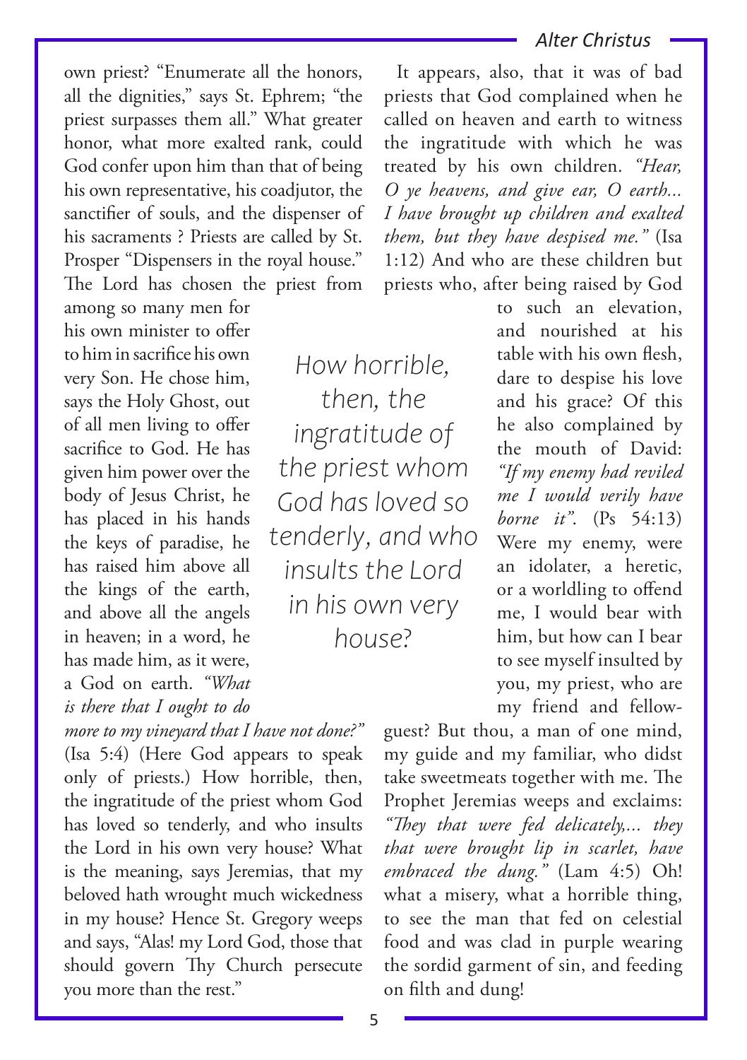own priest? "Enumerate all the honors, all the dignities," says St. Ephrem; "the priest surpasses them all." What greater honor, what more exalted rank, could God confer upon him than that of being his own representative, his coadjutor, the sanctifier of souls, and the dispenser of his sacraments ? Priests are called by St. Prosper "Dispensers in the royal house." The Lord has chosen the priest from among so many men for his own minister to offer to him in sacrifice his own very Son. He chose him, says the Holy Ghost, out of all men living to offer sacrifice to God. He has given him power over the body of Jesus Christ, he has placed in his hands the keys of paradise, he has raised him above all the kings of the earth, and above all the angels in heaven; in a word, he has made him, as it were, a God on earth. *"What is there that I ought to do more to my vineyard that I have not done?"* (Isa 5:4) (Here God appears to speak only of priests.) How horrible, then, the ingratitude of the priest whom God has loved so tenderly, and who insults the Lord in his own very house? What is the meaning, says Jeremias, that my beloved hath wrought much wickedness in my house? Hence St. Gregory weeps and says, "Alas! my Lord God, those that should govern Thy Church persecute you more than the rest."

> *How horrible, then, the ingratitude of the priest whom God has loved so tenderly, and who insults the Lord in his own very house?*

It appears, also, that it was of bad priests that God complained when he called on heaven and earth to witness the ingratitude with which he was treated by his own children. *"Hear, O ye heavens, and give ear, O earth... I have brought up children and exalted them, but they have despised me."* (Isa 1:12) And who are these children but priests who, after being raised by God to such an elevation, and nourished at his table with his own flesh, dare to despise his love and his grace? Of this he also complained by the mouth of David: *"If my enemy had reviled me I would verily have borne it".* (Ps 54:13) Were my enemy, were an idolater, a heretic, or a worldling to offend me, I would bear with him, but how can I bear to see myself insulted by you, my priest, who are my friend and fellow-guest? But thou, a man of one mind, my guide and my familiar, who didst take sweetmeats together with me. The Prophet Jeremias weeps and exclaims: *"They that were fed delicately,... they that were brought lip in scarlet, have embraced the dung."* (Lam 4:5) Oh! what a misery, what a horrible thing, to see the man that fed on celestial food and was clad in purple wearing the sordid garment of sin, and feeding on filth and dung!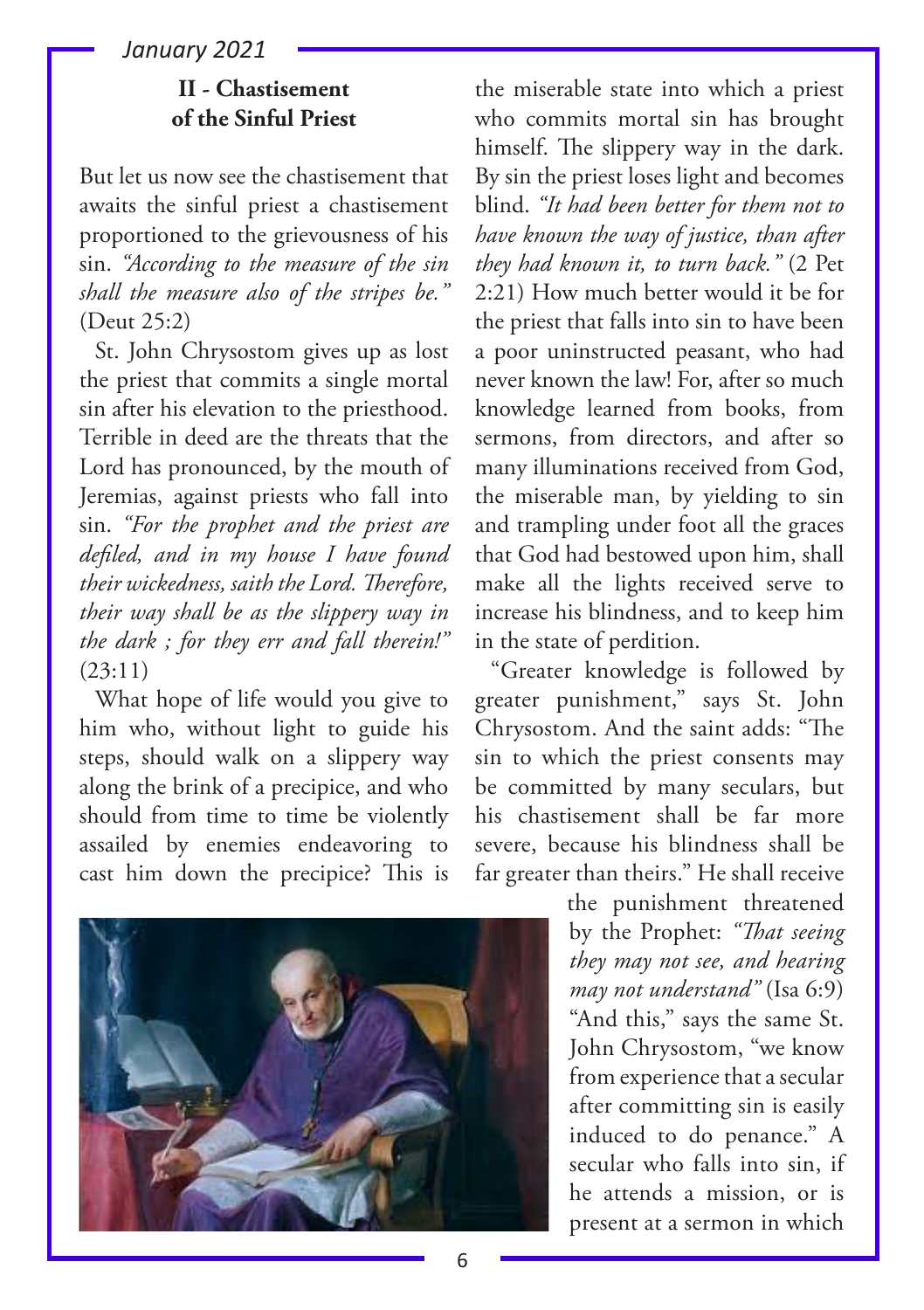## II - Chastisement of the Sinful Priest

But let us now see the chastisement that awaits the sinful priest a chastisement proportioned to the grievousness of his sin. *"According to the measure of the sin shall the measure also of the stripes be."* (Deut 25:2)

St. John Chrysostom gives up as lost the priest that commits a single mortal sin after his elevation to the priesthood. Terrible in deed are the threats that the Lord has pronounced, by the mouth of Jeremias, against priests who fall into sin. *"For the prophet and the priest are defiled, and in my house I have found their wickedness, saith the Lord. Therefore, their way shall be as the slippery way in the dark ; for they err and fall therein!"* (23:11)

What hope of life would you give to him who, without light to guide his steps, should walk on a slippery way along the brink of a precipice, and who should from time to time be violently assailed by enemies endeavoring to cast him down the precipice? This is the miserable state into which a priest who commits mortal sin has brought himself. The slippery way in the dark. By sin the priest loses light and becomes blind. *"It had been better for them not to have known the way of justice, than after they had known it, to turn back."* (2 Pet 2:21) How much better would it be for the priest that falls into sin to have been a poor uninstructed peasant, who had never known the law! For, after so much knowledge learned from books, from sermons, from directors, and after so many illuminations received from God, the miserable man, by yielding to sin and trampling under foot all the graces that God had bestowed upon him, shall make all the lights received serve to increase his blindness, and to keep him in the state of perdition.

"Greater knowledge is followed by greater punishment," says St. John Chrysostom. And the saint adds: "The sin to which the priest consents may be committed by many seculars, but his chastisement shall be far more severe, because his blindness shall be far greater than theirs." He shall receive the punishment threatened by the Prophet: *"That seeing they may not see, and hearing may not understand"* (Isa 6:9) "And this," says the same St. John Chrysostom, "we know from experience that a secular after committing sin is easily induced to do penance." A secular who falls into sin, if he attends a mission, or is present at a sermon in which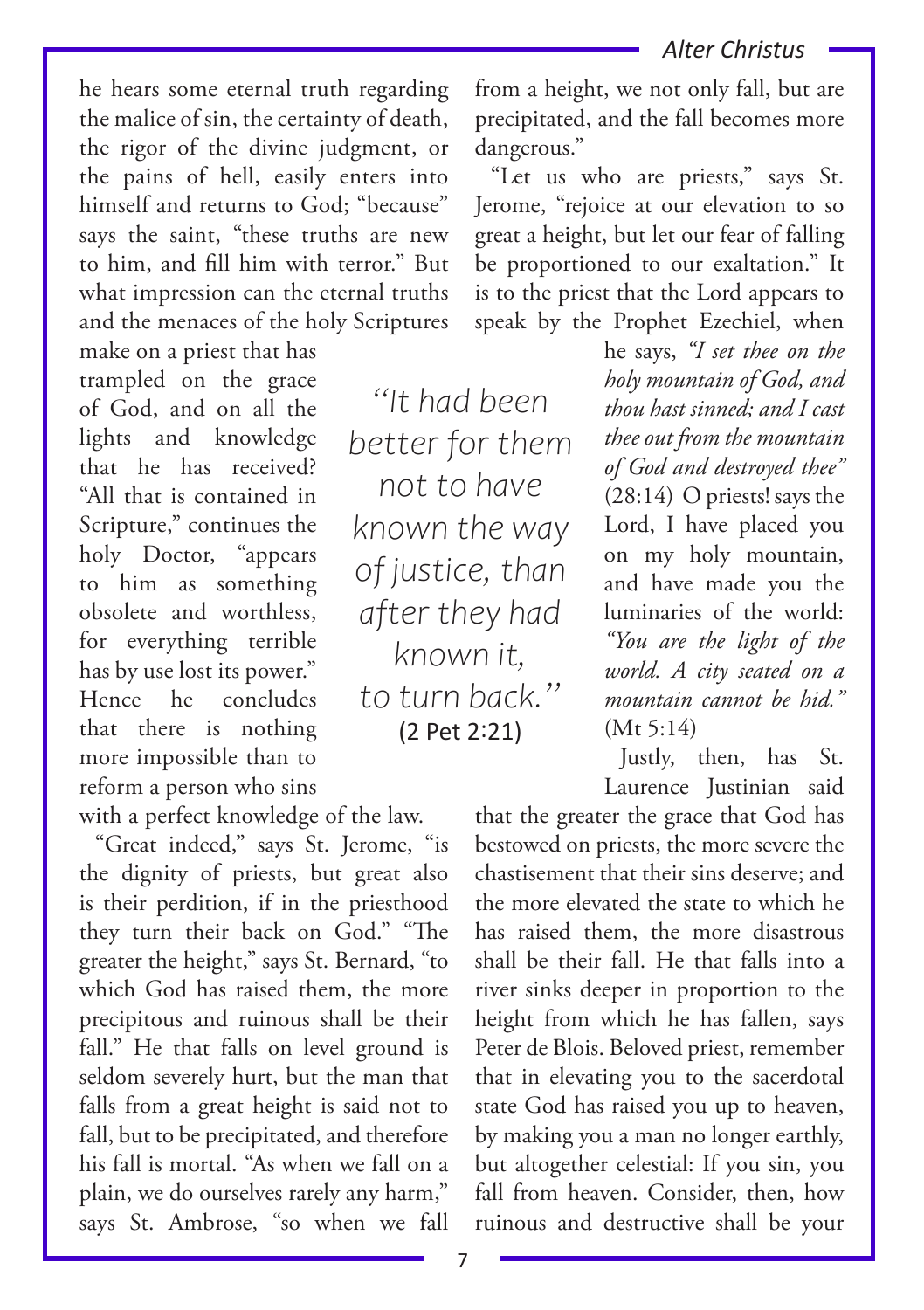he hears some eternal truth regarding the malice of sin, the certainty of death, the rigor of the divine judgment, or the pains of hell, easily enters into himself and returns to God; "because" says the saint, "these truths are new to him, and fill him with terror." But what impression can the eternal truths and the menaces of the holy Scriptures make on a priest that has trampled on the grace of God, and on all the lights and knowledge that he has received? "All that is contained in Scripture," continues the holy Doctor, "appears to him as something obsolete and worthless, for everything terrible has by use lost its power." Hence he concludes that there is nothing more impossible than to reform a person who sins with a perfect knowledge of the law.

> *"It had been better for them not to have known the way of justice, than after they had known it, to turn back."* (2 Pet 2:21)

"Great indeed," says St. Jerome, "is the dignity of priests, but great also is their perdition, if in the priesthood they turn their back on God." "The greater the height," says St. Bernard, "to which God has raised them, the more precipitous and ruinous shall be their fall." He that falls on level ground is seldom severely hurt, but the man that falls from a great height is said not to fall, but to be precipitated, and therefore his fall is mortal. "As when we fall on a plain, we do ourselves rarely any harm," says St. Ambrose, "so when we fall from a height, we not only fall, but are precipitated, and the fall becomes more dangerous."

"Let us who are priests," says St. Jerome, "rejoice at our elevation to so great a height, but let our fear of falling be proportioned to our exaltation." It is to the priest that the Lord appears to speak by the Prophet Ezechiel, when he says, *"I set thee on the holy mountain of God, and thou hast sinned; and I cast thee out from the mountain of God and destroyed thee"* (28:14) O priests! says the Lord, I have placed you on my holy mountain, and have made you the luminaries of the world: *"You are the light of the world. A city seated on a mountain cannot be hid."* (Mt 5:14)

Justly, then, has St. Laurence Justinian said that the greater the grace that God has bestowed on priests, the more severe the chastisement that their sins deserve; and the more elevated the state to which he has raised them, the more disastrous shall be their fall. He that falls into a river sinks deeper in proportion to the height from which he has fallen, says Peter de Blois. Beloved priest, remember that in elevating you to the sacerdotal state God has raised you up to heaven, by making you a man no longer earthly, but altogether celestial: If you sin, you fall from heaven. Consider, then, how ruinous and destructive shall be your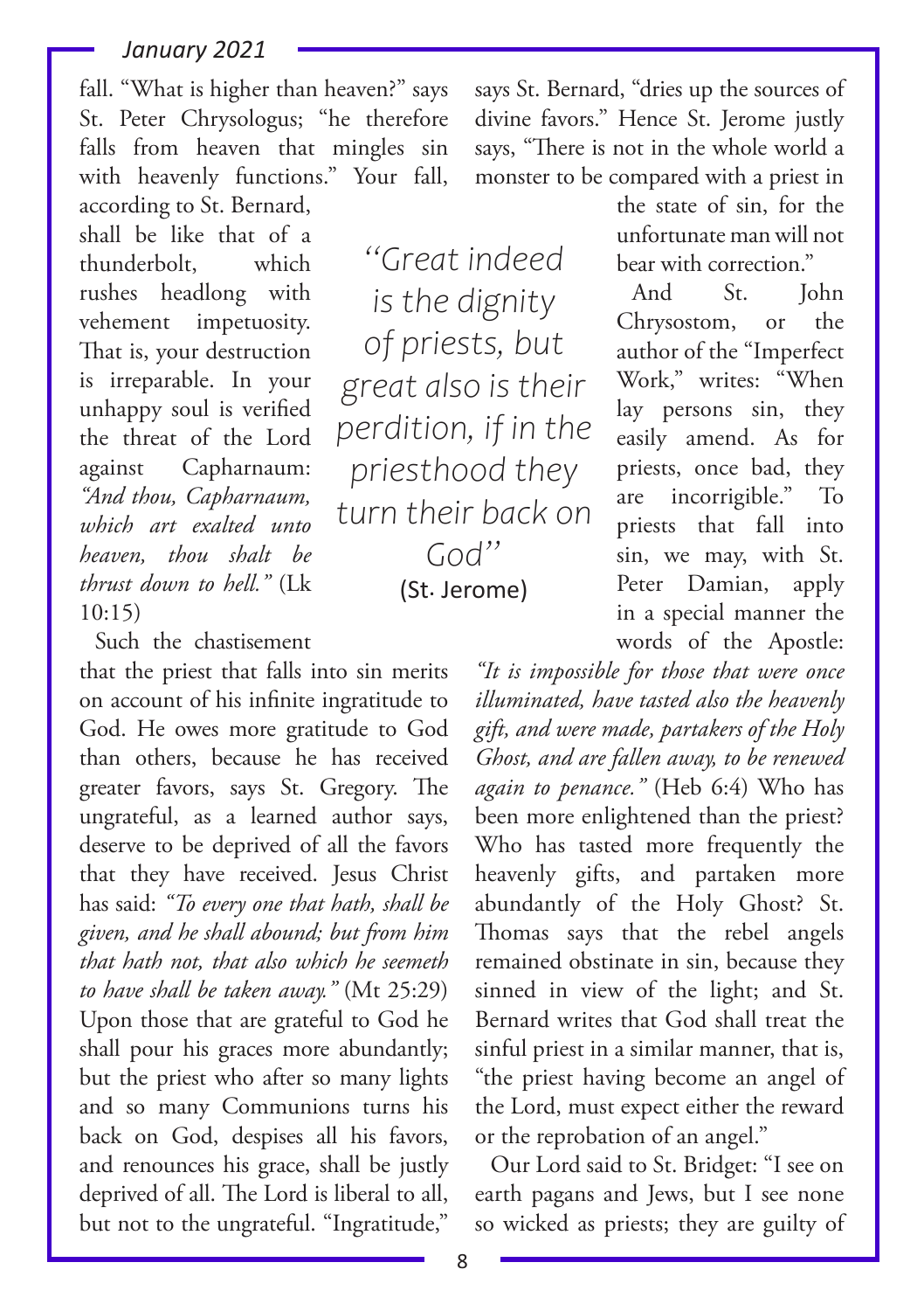fall. "What is higher than heaven?" says St. Peter Chrysologus; "he therefore falls from heaven that mingles sin with heavenly functions." Your fall, according to St. Bernard, shall be like that of a thunderbolt, which rushes headlong with vehement impetuosity. That is, your destruction is irreparable. In your unhappy soul is verified the threat of the Lord against Capharnaum: *"And thou, Capharnaum, which art exalted unto heaven, thou shalt be thrust down to hell."* (Lk 10:15)

Such the chastisement that the priest that falls into sin merits on account of his infinite ingratitude to God. He owes more gratitude to God than others, because he has received greater favors, says St. Gregory. The ungrateful, as a learned author says, deserve to be deprived of all the favors that they have received. Jesus Christ has said: *"To every one that hath, shall be given, and he shall abound; but from him that hath not, that also which he seemeth to have shall be taken away."* (Mt 25:29) Upon those that are grateful to God he shall pour his graces more abundantly; but the priest who after so many lights and so many Communions turns his back on God, despises all his favors, and renounces his grace, shall be justly deprived of all. The Lord is liberal to all, but not to the ungrateful. "Ingratitude," says St. Bernard, "dries up the sources of divine favors." Hence St. Jerome justly says, "There is not in the whole world a monster to be compared with a priest in the state of sin, for the unfortunate man will not bear with correction."

> "Great indeed is the dignity of priests, but great also is their perdition, if in the priesthood they turn their back on God"
> (St. Jerome)

And St. John Chrysostom, or the author of the "Imperfect Work," writes: "When lay persons sin, they easily amend. As for priests, once bad, they are incorrigible." To priests that fall into sin, we may, with St. Peter Damian, apply in a special manner the words of the Apostle: *"It is impossible for those that were once illuminated, have tasted also the heavenly gift, and were made, partakers of the Holy Ghost, and are fallen away, to be renewed again to penance."* (Heb 6:4) Who has been more enlightened than the priest? Who has tasted more frequently the heavenly gifts, and partaken more abundantly of the Holy Ghost? St. Thomas says that the rebel angels remained obstinate in sin, because they sinned in view of the light; and St. Bernard writes that God shall treat the sinful priest in a similar manner, that is, "the priest having become an angel of the Lord, must expect either the reward or the reprobation of an angel."

Our Lord said to St. Bridget: "I see on earth pagans and Jews, but I see none so wicked as priests; they are guilty of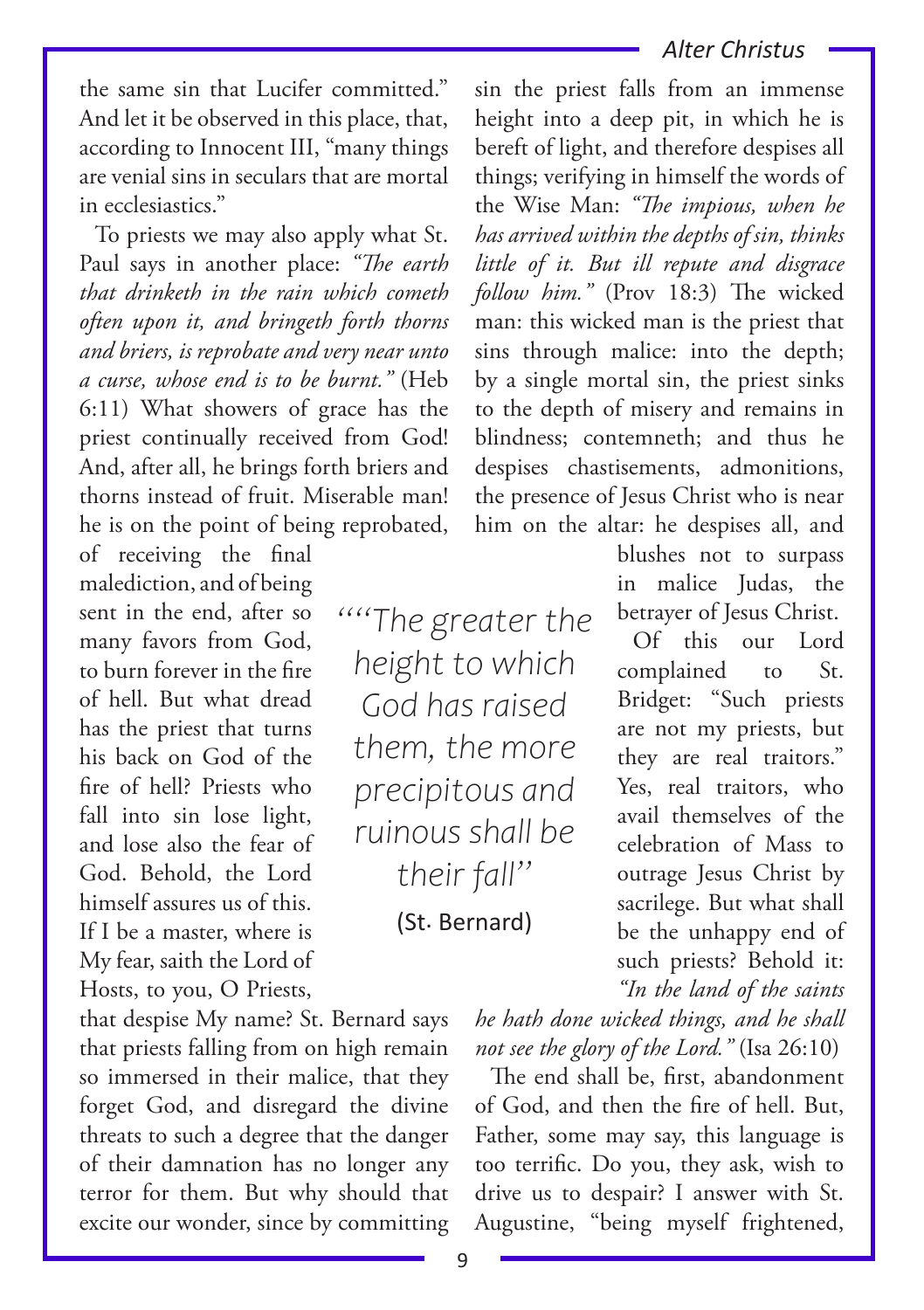the same sin that Lucifer committed." And let it be observed in this place, that, according to Innocent III, "many things are venial sins in seculars that are mortal in ecclesiastics."

To priests we may also apply what St. Paul says in another place: *"The earth that drinketh in the rain which cometh often upon it, and bringeth forth thorns and briers, is reprobate and very near unto a curse, whose end is to be burnt."* (Heb 6:11) What showers of grace has the priest continually received from God! And, after all, he brings forth briers and thorns instead of fruit. Miserable man! he is on the point of being reprobated, of receiving the final malediction, and of being sent in the end, after so many favors from God, to burn forever in the fire of hell. But what dread has the priest that turns his back on God of the fire of hell? Priests who fall into sin lose light, and lose also the fear of God. Behold, the Lord himself assures us of this. If I be a master, where is My fear, saith the Lord of Hosts, to you, O Priests, that despise My name? St. Bernard says that priests falling from on high remain so immersed in their malice, that they forget God, and disregard the divine threats to such a degree that the danger of their damnation has no longer any terror for them. But why should that excite our wonder, since by committing sin the priest falls from an immense height into a deep pit, in which he is bereft of light, and therefore despises all things; verifying in himself the words of the Wise Man: *"The impious, when he has arrived within the depths of sin, thinks little of it. But ill repute and disgrace follow him."* (Prov 18:3) The wicked man: this wicked man is the priest that sins through malice: into the depth; by a single mortal sin, the priest sinks to the depth of misery and remains in blindness; contemneth; and thus he despises chastisements, admonitions, the presence of Jesus Christ who is near him on the altar: he despises all, and blushes not to surpass in malice Judas, the betrayer of Jesus Christ.

> *""The greater the height to which God has raised them, the more precipitous and ruinous shall be their fall"*
>
> (St. Bernard)

Of this our Lord complained to St. Bridget: "Such priests are not my priests, but they are real traitors." Yes, real traitors, who avail themselves of the celebration of Mass to outrage Jesus Christ by sacrilege. But what shall be the unhappy end of such priests? Behold it: *"In the land of the saints he hath done wicked things, and he shall not see the glory of the Lord."* (Isa 26:10)

The end shall be, first, abandonment of God, and then the fire of hell. But, Father, some may say, this language is too terrific. Do you, they ask, wish to drive us to despair? I answer with St. Augustine, "being myself frightened,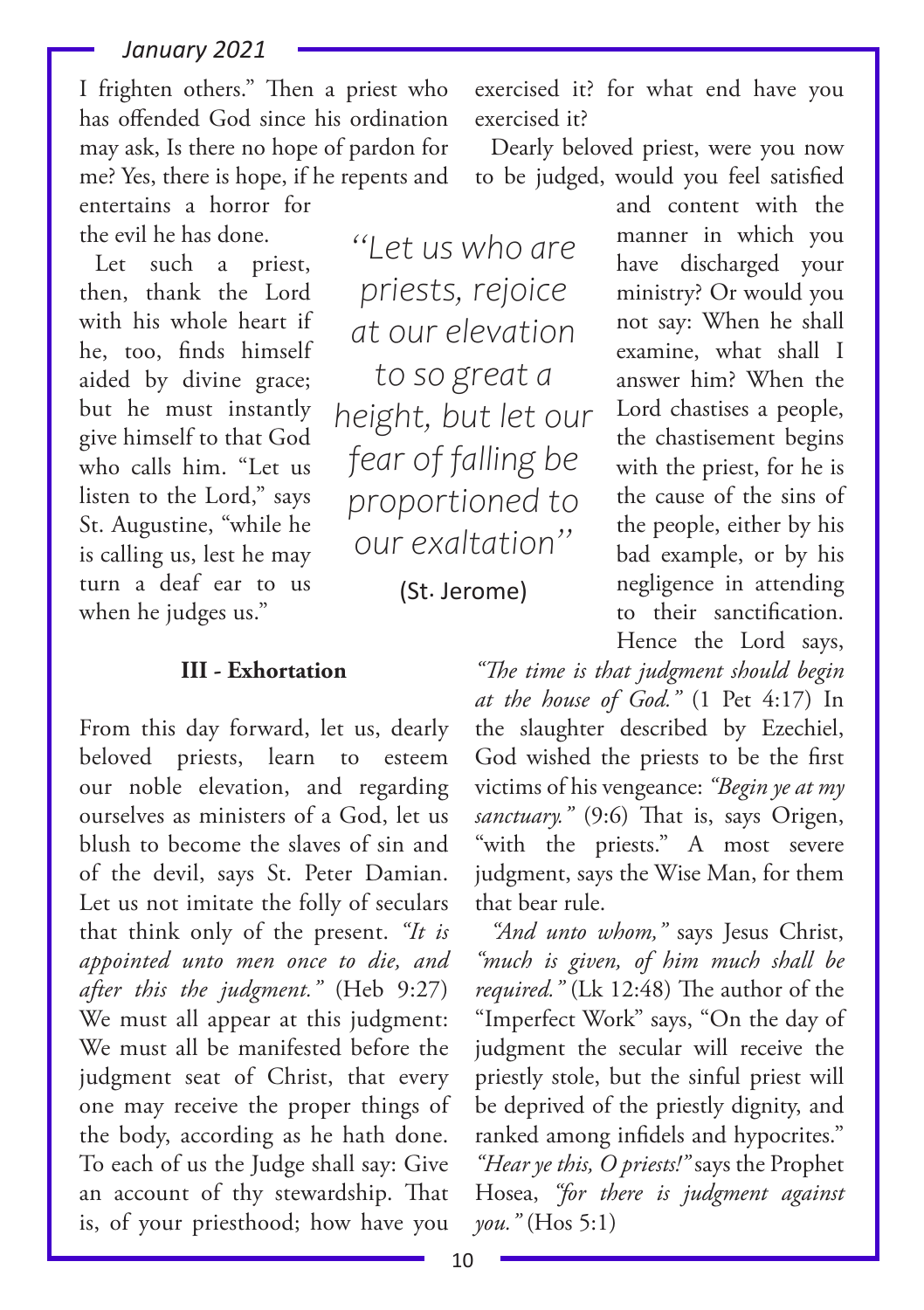I frighten others." Then a priest who has offended God since his ordination may ask, Is there no hope of pardon for me? Yes, there is hope, if he repents and entertains a horror for the evil he has done.

Let such a priest, then, thank the Lord with his whole heart if he, too, finds himself aided by divine grace; but he must instantly give himself to that God who calls him. "Let us listen to the Lord," says St. Augustine, "while he is calling us, lest he may turn a deaf ear to us when he judges us."

> *"Let us who are priests, rejoice at our elevation to so great a height, but let our fear of falling be proportioned to our exaltation"*
>
> (St. Jerome)

### III - Exhortation

From this day forward, let us, dearly beloved priests, learn to esteem our noble elevation, and regarding ourselves as ministers of a God, let us blush to become the slaves of sin and of the devil, says St. Peter Damian. Let us not imitate the folly of seculars that think only of the present. *"It is appointed unto men once to die, and after this the judgment."* (Heb 9:27) We must all appear at this judgment: We must all be manifested before the judgment seat of Christ, that every one may receive the proper things of the body, according as he hath done. To each of us the Judge shall say: Give an account of thy stewardship. That is, of your priesthood; how have you exercised it? for what end have you exercised it?

Dearly beloved priest, were you now to be judged, would you feel satisfied and content with the manner in which you have discharged your ministry? Or would you not say: When he shall examine, what shall I answer him? When the Lord chastises a people, the chastisement begins with the priest, for he is the cause of the sins of the people, either by his bad example, or by his negligence in attending to their sanctification. Hence the Lord says, *"The time is that judgment should begin at the house of God."* (1 Pet 4:17) In the slaughter described by Ezechiel, God wished the priests to be the first victims of his vengeance: *"Begin ye at my sanctuary."* (9:6) That is, says Origen, "with the priests." A most severe judgment, says the Wise Man, for them that bear rule.

*"And unto whom,"* says Jesus Christ, *"much is given, of him much shall be required."* (Lk 12:48) The author of the "Imperfect Work" says, "On the day of judgment the secular will receive the priestly stole, but the sinful priest will be deprived of the priestly dignity, and ranked among infidels and hypocrites." *"Hear ye this, O priests!"* says the Prophet Hosea, *"for there is judgment against you."* (Hos 5:1)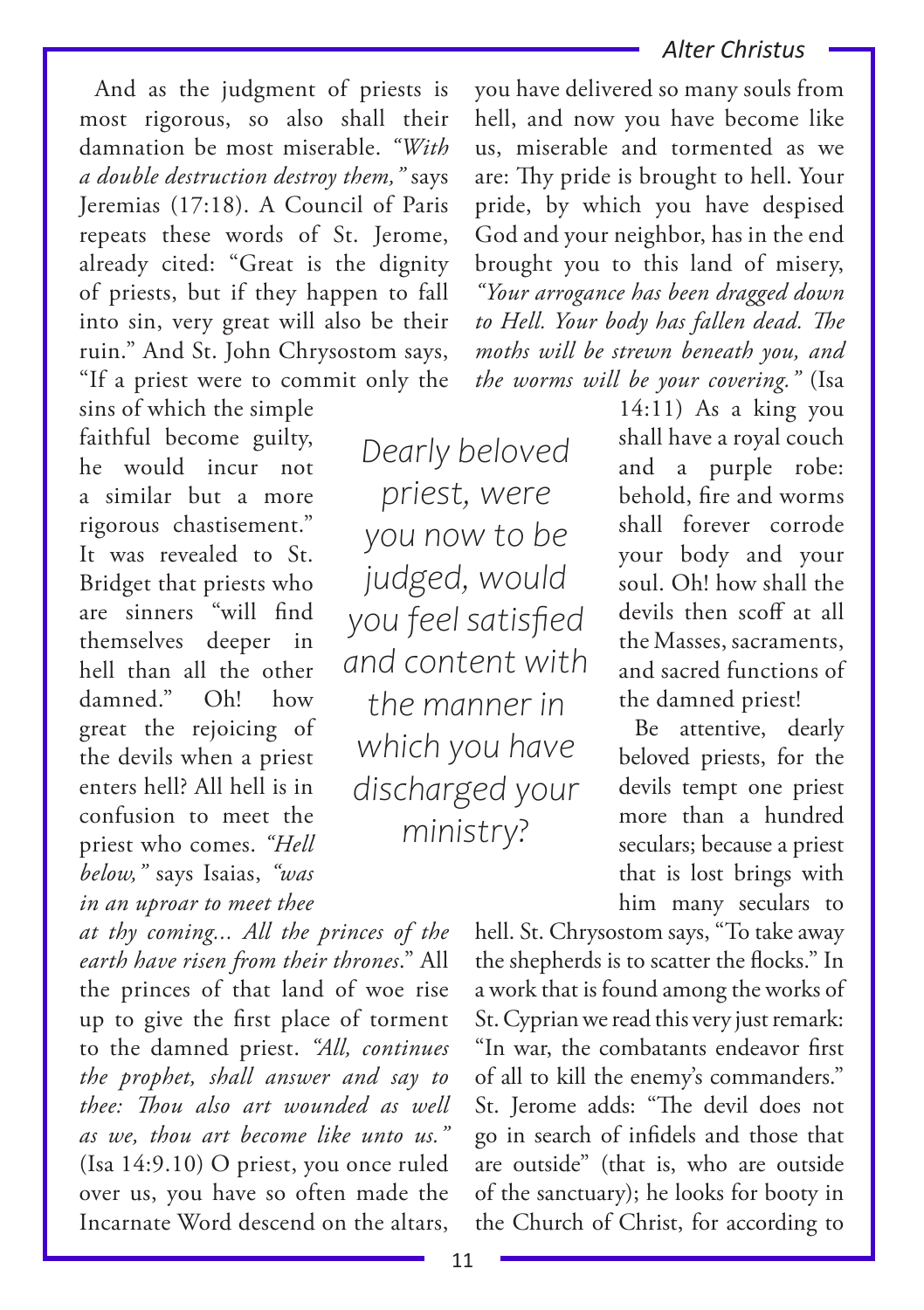And as the judgment of priests is most rigorous, so also shall their damnation be most miserable. *"With a double destruction destroy them,"* says Jeremias (17:18). A Council of Paris repeats these words of St. Jerome, already cited: "Great is the dignity of priests, but if they happen to fall into sin, very great will also be their ruin." And St. John Chrysostom says, "If a priest were to commit only the sins of which the simple faithful become guilty, he would incur not a similar but a more rigorous chastisement." It was revealed to St. Bridget that priests who are sinners "will find themselves deeper in hell than all the other damned." Oh! how great the rejoicing of the devils when a priest enters hell? All hell is in confusion to meet the priest who comes. *"Hell below,"* says Isaias, *"was in an uproar to meet thee at thy coming... All the princes of the earth have risen from their thrones.*" All the princes of that land of woe rise up to give the first place of torment to the damned priest. *"All, continues the prophet, shall answer and say to thee: Thou also art wounded as well as we, thou art become like unto us."* (Isa 14:9.10) O priest, you once ruled over us, you have so often made the Incarnate Word descend on the altars, you have delivered so many souls from hell, and now you have become like us, miserable and tormented as we are: Thy pride is brought to hell. Your pride, by which you have despised God and your neighbor, has in the end brought you to this land of misery, *"Your arrogance has been dragged down to Hell. Your body has fallen dead. The moths will be strewn beneath you, and the worms will be your covering."* (Isa 14:11) As a king you shall have a royal couch and a purple robe: behold, fire and worms shall forever corrode your body and your soul. Oh! how shall the devils then scoff at all the Masses, sacraments, and sacred functions of the damned priest!

> *Dearly beloved priest, were you now to be judged, would you feel satisfied and content with the manner in which you have discharged your ministry?*

Be attentive, dearly beloved priests, for the devils tempt one priest more than a hundred seculars; because a priest that is lost brings with him many seculars to hell. St. Chrysostom says, "To take away the shepherds is to scatter the flocks." In a work that is found among the works of St. Cyprian we read this very just remark: "In war, the combatants endeavor first of all to kill the enemy's commanders." St. Jerome adds: "The devil does not go in search of infidels and those that are outside" (that is, who are outside of the sanctuary); he looks for booty in the Church of Christ, for according to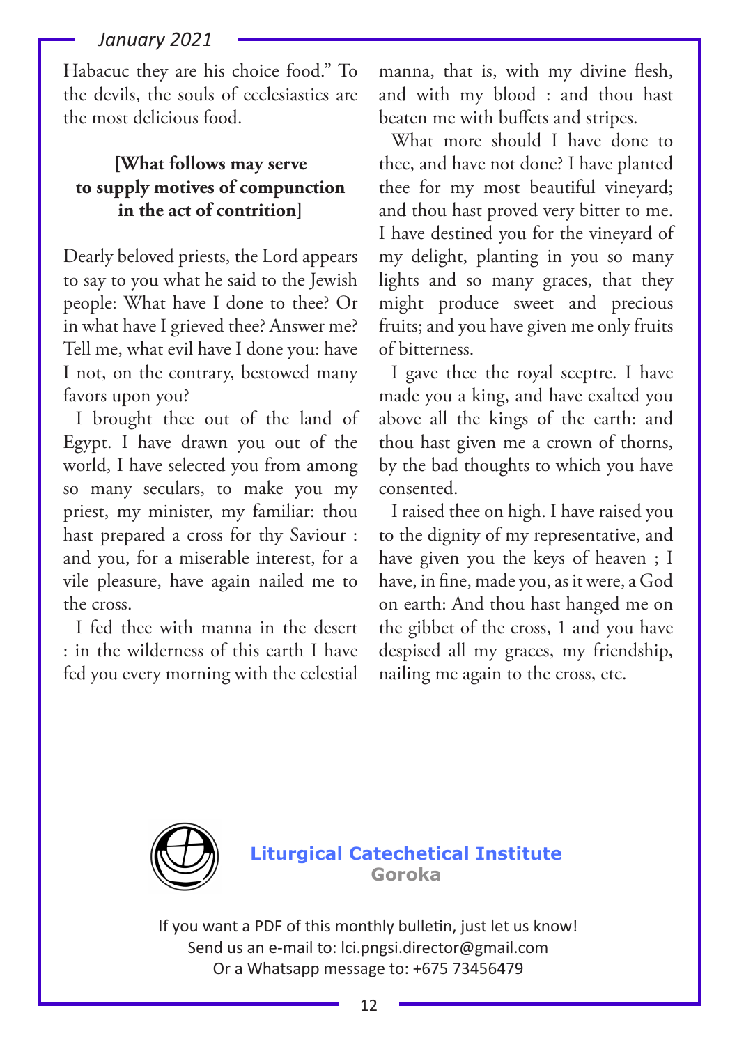Habacuc they are his choice food." To the devils, the souls of ecclesiastics are the most delicious food.

**[What follows may serve to supply motives of compunction in the act of contrition]**

Dearly beloved priests, the Lord appears to say to you what he said to the Jewish people: What have I done to thee? Or in what have I grieved thee? Answer me? Tell me, what evil have I done you: have I not, on the contrary, bestowed many favors upon you?

I brought thee out of the land of Egypt. I have drawn you out of the world, I have selected you from among so many seculars, to make you my priest, my minister, my familiar: thou hast prepared a cross for thy Saviour : and you, for a miserable interest, for a vile pleasure, have again nailed me to the cross.

I fed thee with manna in the desert : in the wilderness of this earth I have fed you every morning with the celestial manna, that is, with my divine flesh, and with my blood : and thou hast beaten me with buffets and stripes.

What more should I have done to thee, and have not done? I have planted thee for my most beautiful vineyard; and thou hast proved very bitter to me. I have destined you for the vineyard of my delight, planting in you so many lights and so many graces, that they might produce sweet and precious fruits; and you have given me only fruits of bitterness.

I gave thee the royal sceptre. I have made you a king, and have exalted you above all the kings of the earth: and thou hast given me a crown of thorns, by the bad thoughts to which you have consented.

I raised thee on high. I have raised you to the dignity of my representative, and have given you the keys of heaven ; I have, in fine, made you, as it were, a God on earth: And thou hast hanged me on the gibbet of the cross, 1 and you have despised all my graces, my friendship, nailing me again to the cross, etc.

**Liturgical Catechetical Institute**
**Goroka**

If you want a PDF of this monthly bulletin, just let us know!
Send us an e-mail to: lci.pngsi.director@gmail.com
Or a Whatsapp message to: +675 73456479